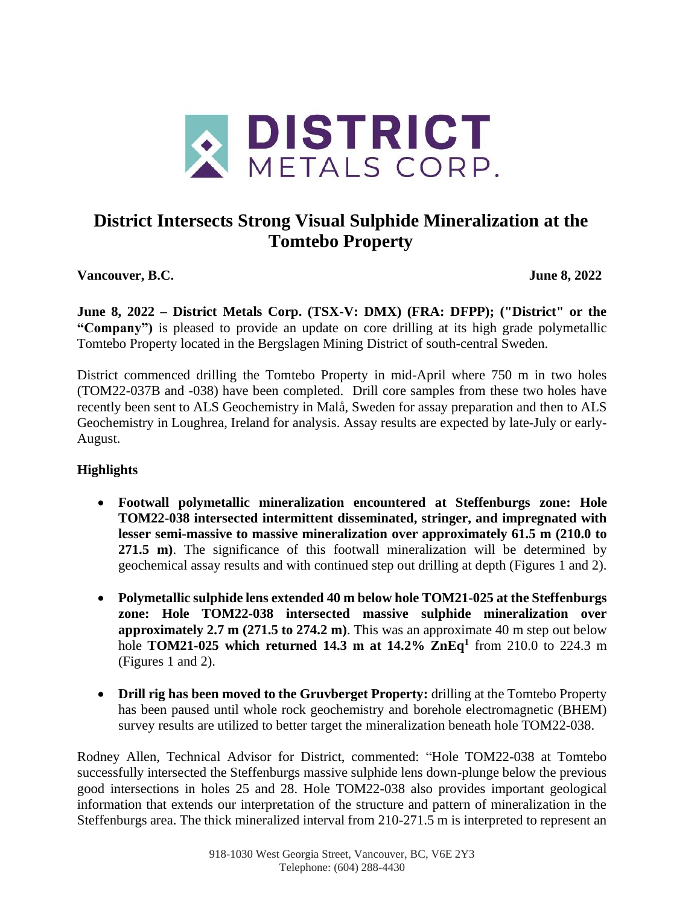# District Intersects Strong Visual Sulphide Mineralization at the Tomtebo Property

**Vancouver, B.C.** **June 8, 2022**

**June 8, 2022 – District Metals Corp. (TSX-V: DMX) (FRA: DFPP); ("District" or the "Company")** is pleased to provide an update on core drilling at its high grade polymetallic Tomtebo Property located in the Bergslagen Mining District of south-central Sweden.

District commenced drilling the Tomtebo Property in mid-April where 750 m in two holes (TOM22-037B and -038) have been completed. Drill core samples from these two holes have recently been sent to ALS Geochemistry in Malå, Sweden for assay preparation and then to ALS Geochemistry in Loughrea, Ireland for analysis. Assay results are expected by late-July or early-August.

**Highlights**

- **Footwall polymetallic mineralization encountered at Steffenburgs zone: Hole TOM22-038 intersected intermittent disseminated, stringer, and impregnated with lesser semi-massive to massive mineralization over approximately 61.5 m (210.0 to 271.5 m)**. The significance of this footwall mineralization will be determined by geochemical assay results and with continued step out drilling at depth (Figures 1 and 2).
- **Polymetallic sulphide lens extended 40 m below hole TOM21-025 at the Steffenburgs zone: Hole TOM22-038 intersected massive sulphide mineralization over approximately 2.7 m (271.5 to 274.2 m)**. This was an approximate 40 m step out below hole **TOM21-025 which returned 14.3 m at 14.2% ZnEq[1]** from 210.0 to 224.3 m (Figures 1 and 2).
- **Drill rig has been moved to the Gruvberget Property:** drilling at the Tomtebo Property has been paused until whole rock geochemistry and borehole electromagnetic (BHEM) survey results are utilized to better target the mineralization beneath hole TOM22-038.

Rodney Allen, Technical Advisor for District, commented: "Hole TOM22-038 at Tomtebo successfully intersected the Steffenburgs massive sulphide lens down-plunge below the previous good intersections in holes 25 and 28. Hole TOM22-038 also provides important geological information that extends our interpretation of the structure and pattern of mineralization in the Steffenburgs area. The thick mineralized interval from 210-271.5 m is interpreted to represent an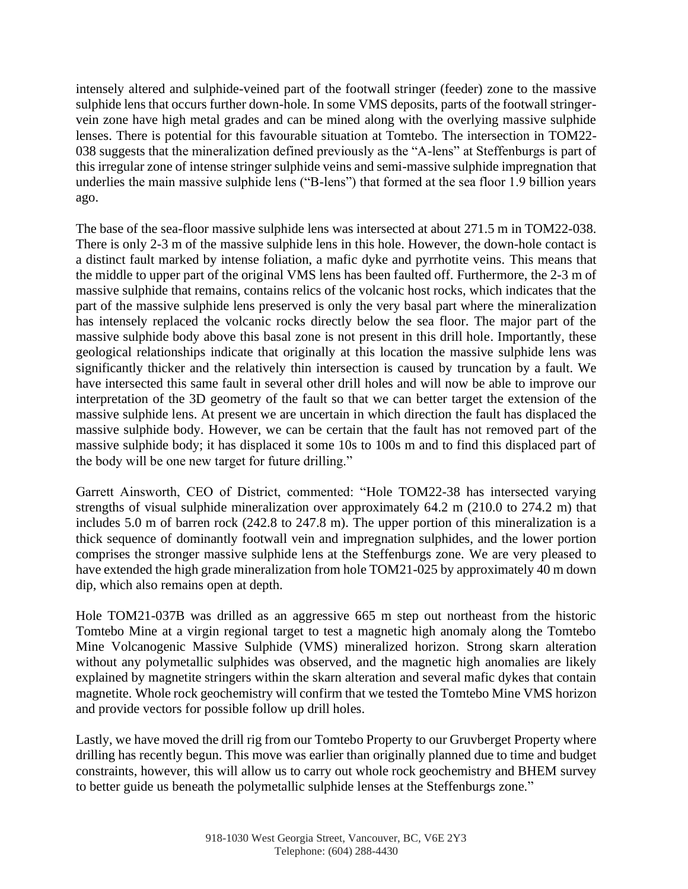intensely altered and sulphide-veined part of the footwall stringer (feeder) zone to the massive sulphide lens that occurs further down-hole. In some VMS deposits, parts of the footwall stringer-vein zone have high metal grades and can be mined along with the overlying massive sulphide lenses. There is potential for this favourable situation at Tomtebo. The intersection in TOM22-038 suggests that the mineralization defined previously as the "A-lens" at Steffenburgs is part of this irregular zone of intense stringer sulphide veins and semi-massive sulphide impregnation that underlies the main massive sulphide lens ("B-lens") that formed at the sea floor 1.9 billion years ago.

The base of the sea-floor massive sulphide lens was intersected at about 271.5 m in TOM22-038. There is only 2-3 m of the massive sulphide lens in this hole. However, the down-hole contact is a distinct fault marked by intense foliation, a mafic dyke and pyrrhotite veins. This means that the middle to upper part of the original VMS lens has been faulted off. Furthermore, the 2-3 m of massive sulphide that remains, contains relics of the volcanic host rocks, which indicates that the part of the massive sulphide lens preserved is only the very basal part where the mineralization has intensely replaced the volcanic rocks directly below the sea floor. The major part of the massive sulphide body above this basal zone is not present in this drill hole. Importantly, these geological relationships indicate that originally at this location the massive sulphide lens was significantly thicker and the relatively thin intersection is caused by truncation by a fault. We have intersected this same fault in several other drill holes and will now be able to improve our interpretation of the 3D geometry of the fault so that we can better target the extension of the massive sulphide lens. At present we are uncertain in which direction the fault has displaced the massive sulphide body. However, we can be certain that the fault has not removed part of the massive sulphide body; it has displaced it some 10s to 100s m and to find this displaced part of the body will be one new target for future drilling."

Garrett Ainsworth, CEO of District, commented: "Hole TOM22-38 has intersected varying strengths of visual sulphide mineralization over approximately 64.2 m (210.0 to 274.2 m) that includes 5.0 m of barren rock (242.8 to 247.8 m). The upper portion of this mineralization is a thick sequence of dominantly footwall vein and impregnation sulphides, and the lower portion comprises the stronger massive sulphide lens at the Steffenburgs zone. We are very pleased to have extended the high grade mineralization from hole TOM21-025 by approximately 40 m down dip, which also remains open at depth.

Hole TOM21-037B was drilled as an aggressive 665 m step out northeast from the historic Tomtebo Mine at a virgin regional target to test a magnetic high anomaly along the Tomtebo Mine Volcanogenic Massive Sulphide (VMS) mineralized horizon. Strong skarn alteration without any polymetallic sulphides was observed, and the magnetic high anomalies are likely explained by magnetite stringers within the skarn alteration and several mafic dykes that contain magnetite. Whole rock geochemistry will confirm that we tested the Tomtebo Mine VMS horizon and provide vectors for possible follow up drill holes.

Lastly, we have moved the drill rig from our Tomtebo Property to our Gruvberget Property where drilling has recently begun. This move was earlier than originally planned due to time and budget constraints, however, this will allow us to carry out whole rock geochemistry and BHEM survey to better guide us beneath the polymetallic sulphide lenses at the Steffenburgs zone."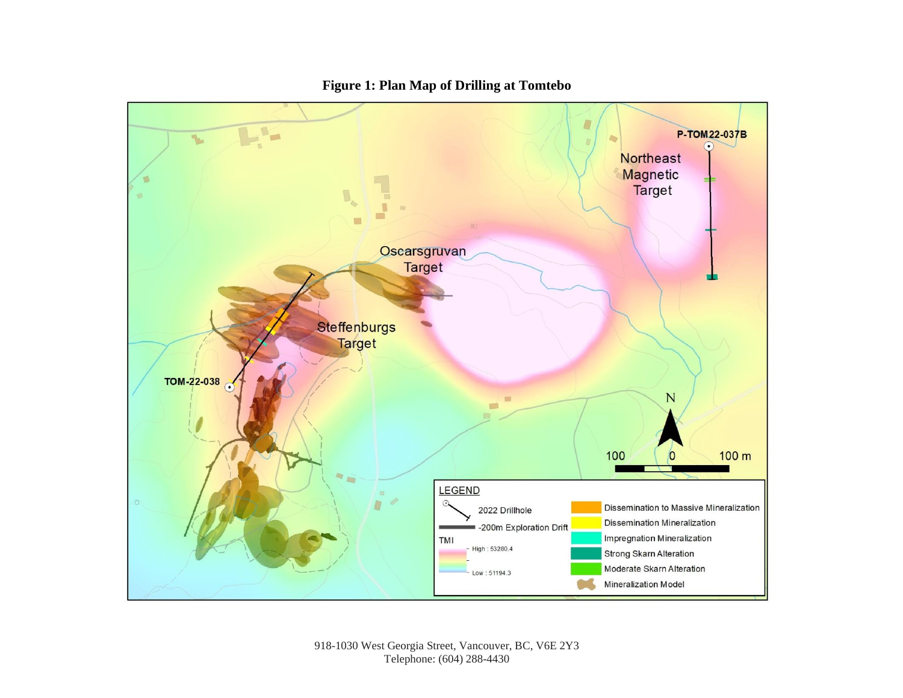**Figure 1: Plan Map of Drilling at Tomtebo**

918-1030 West Georgia Street, Vancouver, BC, V6E 2Y3
Telephone: (604) 288-4430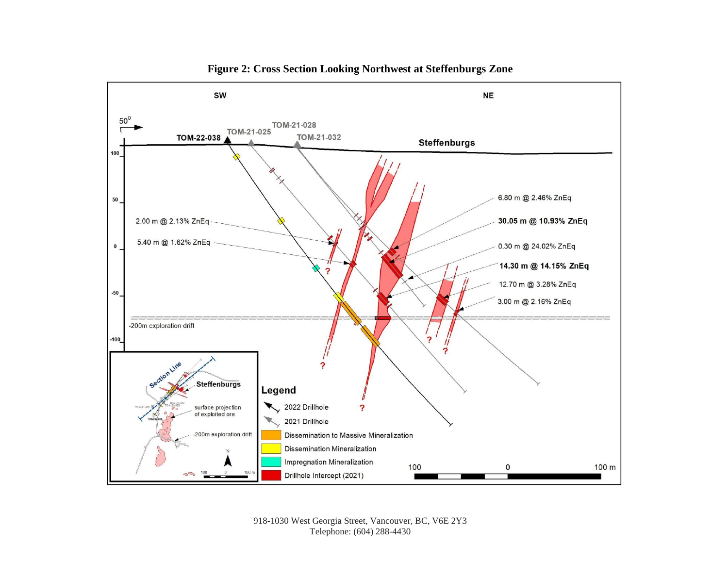**Figure 2: Cross Section Looking Northwest at Steffenburgs Zone**

SW

NE

$50^0$

TOM-22-038

TOM-21-025

TOM-21-028

TOM-21-032

Steffenburgs

100

50

0

-50

-100

-200m exploration drift

2.00 m @ 2.13% ZnEq

5.40 m @ 1.62% ZnEq

6.80 m @ 2.46% ZnEq

**30.05 m @ 10.93% ZnEq**

0.30 m @ 24.02% ZnEq

**14.30 m @ 14.15% ZnEq**

12.70 m @ 3.28% ZnEq

3.00 m @ 2.16% ZnEq

Section Line

Steffenburgs

surface projection of exploited ore

-200m exploration drift

N

100 0 100 m

**Legend**

2022 Drillhole

2021 Drillhole

Dissemination to Massive Mineralization

Dissemination Mineralization

Impregnation Mineralization

Drillhole Intercept (2021)

100 0 100 m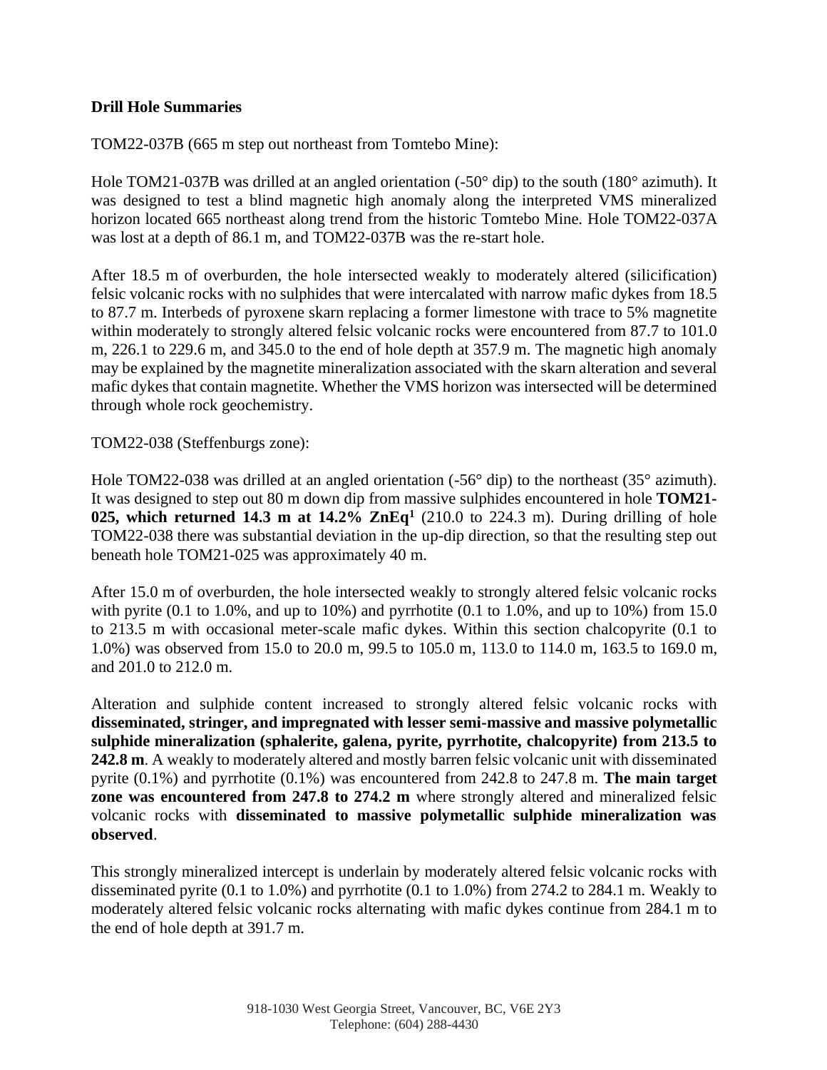**Drill Hole Summaries**

TOM22-037B (665 m step out northeast from Tomtebo Mine):

Hole TOM21-037B was drilled at an angled orientation (-50° dip) to the south (180° azimuth). It was designed to test a blind magnetic high anomaly along the interpreted VMS mineralized horizon located 665 northeast along trend from the historic Tomtebo Mine. Hole TOM22-037A was lost at a depth of 86.1 m, and TOM22-037B was the re-start hole.

After 18.5 m of overburden, the hole intersected weakly to moderately altered (silicification) felsic volcanic rocks with no sulphides that were intercalated with narrow mafic dykes from 18.5 to 87.7 m. Interbeds of pyroxene skarn replacing a former limestone with trace to 5% magnetite within moderately to strongly altered felsic volcanic rocks were encountered from 87.7 to 101.0 m, 226.1 to 229.6 m, and 345.0 to the end of hole depth at 357.9 m. The magnetic high anomaly may be explained by the magnetite mineralization associated with the skarn alteration and several mafic dykes that contain magnetite. Whether the VMS horizon was intersected will be determined through whole rock geochemistry.

TOM22-038 (Steffenburgs zone):

Hole TOM22-038 was drilled at an angled orientation (-56° dip) to the northeast (35° azimuth). It was designed to step out 80 m down dip from massive sulphides encountered in hole **TOM21-025, which returned 14.3 m at 14.2% ZnEq[1]** (210.0 to 224.3 m). During drilling of hole TOM22-038 there was substantial deviation in the up-dip direction, so that the resulting step out beneath hole TOM21-025 was approximately 40 m.

After 15.0 m of overburden, the hole intersected weakly to strongly altered felsic volcanic rocks with pyrite (0.1 to 1.0%, and up to 10%) and pyrrhotite (0.1 to 1.0%, and up to 10%) from 15.0 to 213.5 m with occasional meter-scale mafic dykes. Within this section chalcopyrite (0.1 to 1.0%) was observed from 15.0 to 20.0 m, 99.5 to 105.0 m, 113.0 to 114.0 m, 163.5 to 169.0 m, and 201.0 to 212.0 m.

Alteration and sulphide content increased to strongly altered felsic volcanic rocks with **disseminated, stringer, and impregnated with lesser semi-massive and massive polymetallic sulphide mineralization (sphalerite, galena, pyrite, pyrrhotite, chalcopyrite) from 213.5 to 242.8 m**. A weakly to moderately altered and mostly barren felsic volcanic unit with disseminated pyrite (0.1%) and pyrrhotite (0.1%) was encountered from 242.8 to 247.8 m. **The main target zone was encountered from 247.8 to 274.2 m** where strongly altered and mineralized felsic volcanic rocks with **disseminated to massive polymetallic sulphide mineralization was observed**.

This strongly mineralized intercept is underlain by moderately altered felsic volcanic rocks with disseminated pyrite (0.1 to 1.0%) and pyrrhotite (0.1 to 1.0%) from 274.2 to 284.1 m. Weakly to moderately altered felsic volcanic rocks alternating with mafic dykes continue from 284.1 m to the end of hole depth at 391.7 m.

918-1030 West Georgia Street, Vancouver, BC, V6E 2Y3
Telephone: (604) 288-4430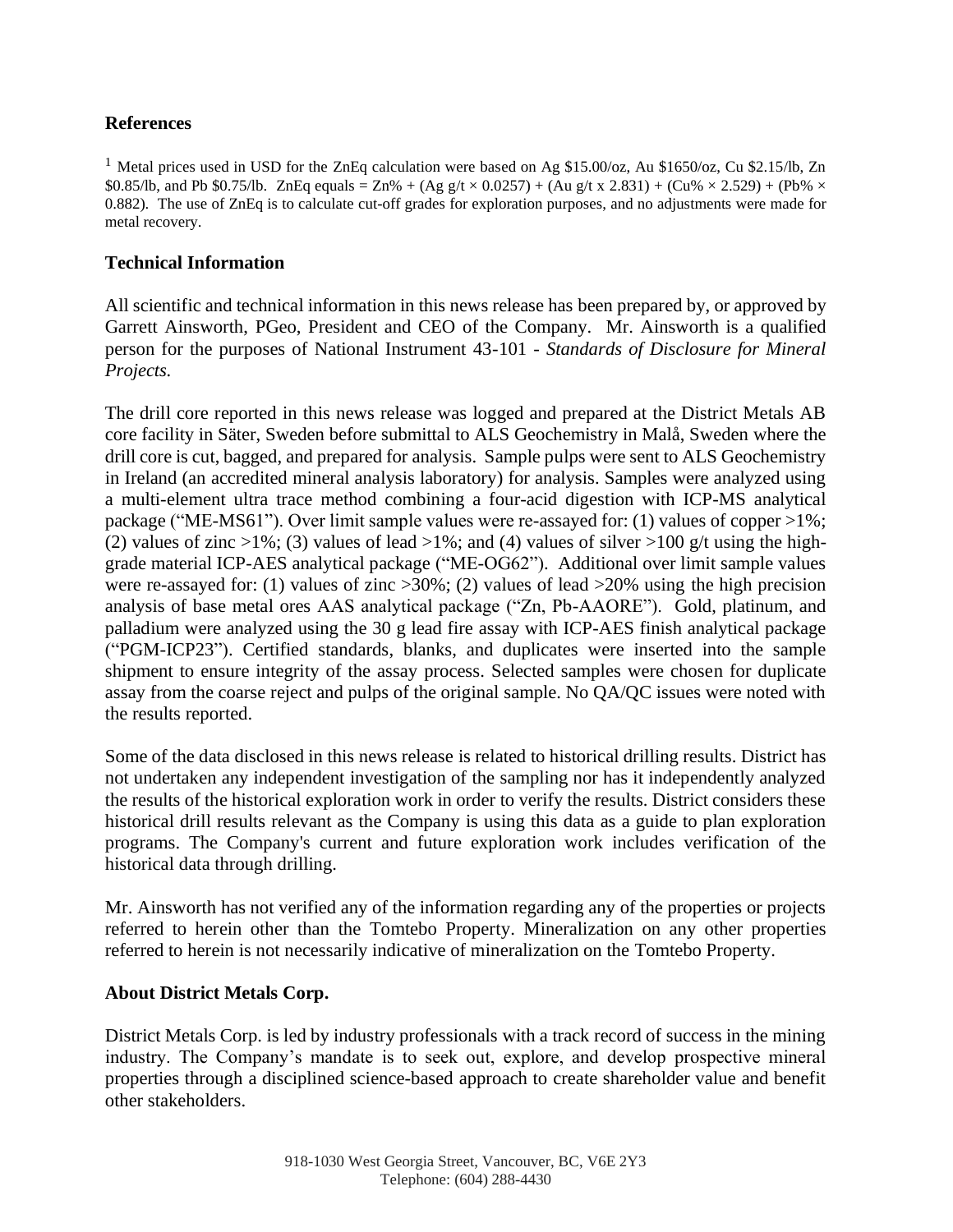## References

[1] Metal prices used in USD for the ZnEq calculation were based on Ag \$15.00/oz, Au \$1650/oz, Cu \$2.15/lb, Zn \$0.85/lb, and Pb \$0.75/lb. ZnEq equals = Zn% + (Ag g/t × 0.0257) + (Au g/t x 2.831) + (Cu% × 2.529) + (Pb% × 0.882). The use of ZnEq is to calculate cut-off grades for exploration purposes, and no adjustments were made for metal recovery.

## Technical Information

All scientific and technical information in this news release has been prepared by, or approved by Garrett Ainsworth, PGeo, President and CEO of the Company. Mr. Ainsworth is a qualified person for the purposes of National Instrument 43-101 - *Standards of Disclosure for Mineral Projects.*

The drill core reported in this news release was logged and prepared at the District Metals AB core facility in Säter, Sweden before submittal to ALS Geochemistry in Malå, Sweden where the drill core is cut, bagged, and prepared for analysis. Sample pulps were sent to ALS Geochemistry in Ireland (an accredited mineral analysis laboratory) for analysis. Samples were analyzed using a multi-element ultra trace method combining a four-acid digestion with ICP-MS analytical package ("ME-MS61"). Over limit sample values were re-assayed for: (1) values of copper >1%; (2) values of zinc >1%; (3) values of lead >1%; and (4) values of silver >100 g/t using the high-grade material ICP-AES analytical package ("ME-OG62"). Additional over limit sample values were re-assayed for: (1) values of zinc >30%; (2) values of lead >20% using the high precision analysis of base metal ores AAS analytical package ("Zn, Pb-AAORE"). Gold, platinum, and palladium were analyzed using the 30 g lead fire assay with ICP-AES finish analytical package ("PGM-ICP23"). Certified standards, blanks, and duplicates were inserted into the sample shipment to ensure integrity of the assay process. Selected samples were chosen for duplicate assay from the coarse reject and pulps of the original sample. No QA/QC issues were noted with the results reported.

Some of the data disclosed in this news release is related to historical drilling results. District has not undertaken any independent investigation of the sampling nor has it independently analyzed the results of the historical exploration work in order to verify the results. District considers these historical drill results relevant as the Company is using this data as a guide to plan exploration programs. The Company's current and future exploration work includes verification of the historical data through drilling.

Mr. Ainsworth has not verified any of the information regarding any of the properties or projects referred to herein other than the Tomtebo Property. Mineralization on any other properties referred to herein is not necessarily indicative of mineralization on the Tomtebo Property.

## About District Metals Corp.

District Metals Corp. is led by industry professionals with a track record of success in the mining industry. The Company's mandate is to seek out, explore, and develop prospective mineral properties through a disciplined science-based approach to create shareholder value and benefit other stakeholders.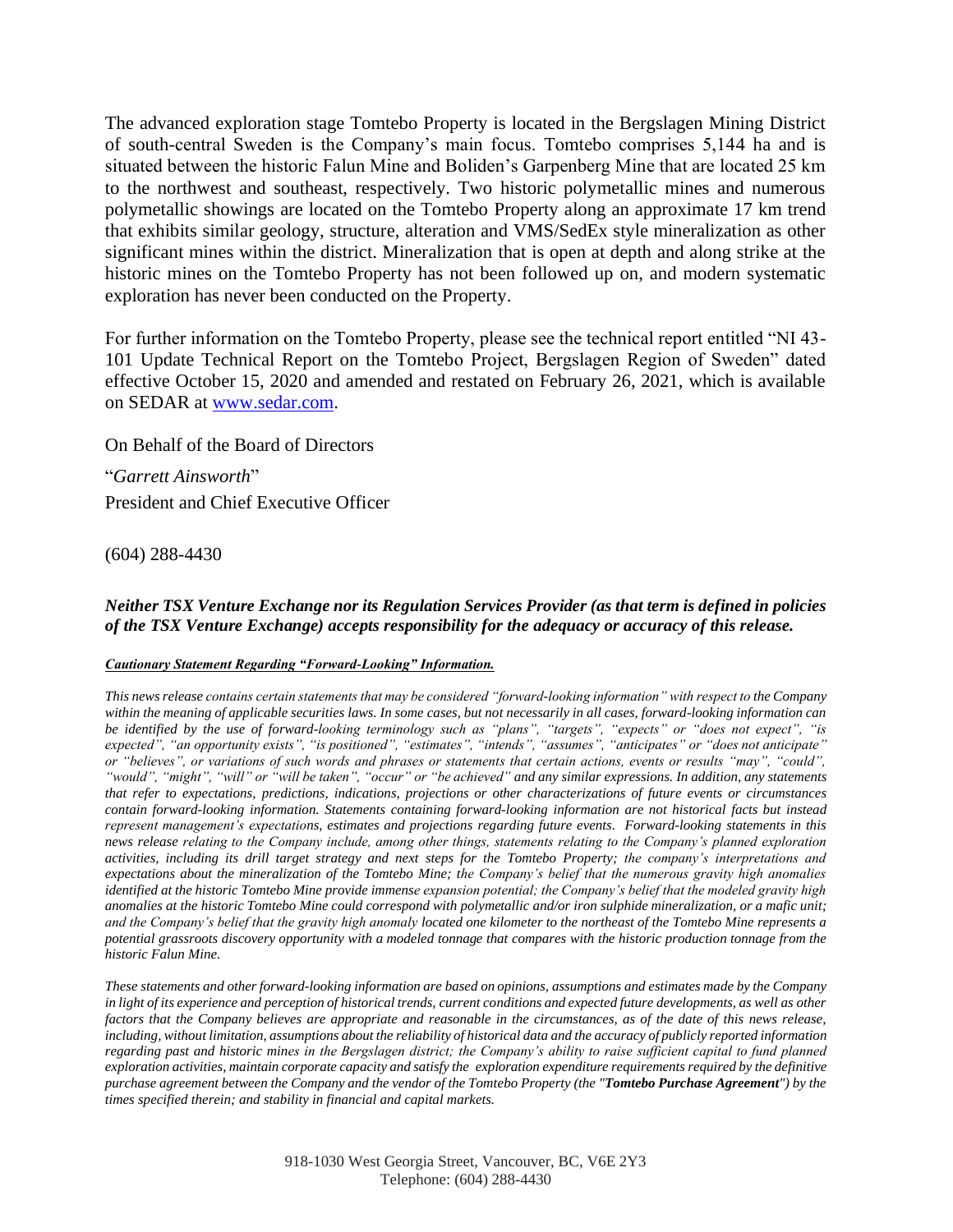The advanced exploration stage Tomtebo Property is located in the Bergslagen Mining District of south-central Sweden is the Company's main focus. Tomtebo comprises 5,144 ha and is situated between the historic Falun Mine and Boliden's Garpenberg Mine that are located 25 km to the northwest and southeast, respectively. Two historic polymetallic mines and numerous polymetallic showings are located on the Tomtebo Property along an approximate 17 km trend that exhibits similar geology, structure, alteration and VMS/SedEx style mineralization as other significant mines within the district. Mineralization that is open at depth and along strike at the historic mines on the Tomtebo Property has not been followed up on, and modern systematic exploration has never been conducted on the Property.

For further information on the Tomtebo Property, please see the technical report entitled "NI 43-101 Update Technical Report on the Tomtebo Project, Bergslagen Region of Sweden" dated effective October 15, 2020 and amended and restated on February 26, 2021, which is available on SEDAR at www.sedar.com.

On Behalf of the Board of Directors

"*Garrett Ainsworth*"

President and Chief Executive Officer

(604) 288-4430

***Neither TSX Venture Exchange nor its Regulation Services Provider (as that term is defined in policies of the TSX Venture Exchange) accepts responsibility for the adequacy or accuracy of this release.***

***Cautionary Statement Regarding "Forward-Looking" Information.***

*This news release contains certain statements that may be considered "forward-looking information" with respect to the Company within the meaning of applicable securities laws. In some cases, but not necessarily in all cases, forward-looking information can be identified by the use of forward-looking terminology such as "plans", "targets", "expects" or "does not expect", "is expected", "an opportunity exists", "is positioned", "estimates", "intends", "assumes", "anticipates" or "does not anticipate" or "believes", or variations of such words and phrases or statements that certain actions, events or results "may", "could", "would", "might", "will" or "will be taken", "occur" or "be achieved" and any similar expressions. In addition, any statements that refer to expectations, predictions, indications, projections or other characterizations of future events or circumstances contain forward-looking information. Statements containing forward-looking information are not historical facts but instead represent management's expectations, estimates and projections regarding future events. Forward-looking statements in this news release relating to the Company include, among other things, statements relating to the Company's planned exploration activities, including its drill target strategy and next steps for the Tomtebo Property; the company's interpretations and expectations about the mineralization of the Tomtebo Mine; the Company's belief that the numerous gravity high anomalies identified at the historic Tomtebo Mine provide immense expansion potential; the Company's belief that the modeled gravity high anomalies at the historic Tomtebo Mine could correspond with polymetallic and/or iron sulphide mineralization, or a mafic unit; and the Company's belief that the gravity high anomaly located one kilometer to the northeast of the Tomtebo Mine represents a potential grassroots discovery opportunity with a modeled tonnage that compares with the historic production tonnage from the historic Falun Mine.*

*These statements and other forward-looking information are based on opinions, assumptions and estimates made by the Company in light of its experience and perception of historical trends, current conditions and expected future developments, as well as other factors that the Company believes are appropriate and reasonable in the circumstances, as of the date of this news release, including, without limitation, assumptions about the reliability of historical data and the accuracy of publicly reported information regarding past and historic mines in the Bergslagen district; the Company's ability to raise sufficient capital to fund planned exploration activities, maintain corporate capacity and satisfy the exploration expenditure requirements required by the definitive purchase agreement between the Company and the vendor of the Tomtebo Property (the "**Tomtebo Purchase Agreement**") by the times specified therein; and stability in financial and capital markets.*

918-1030 West Georgia Street, Vancouver, BC, V6E 2Y3
Telephone: (604) 288-4430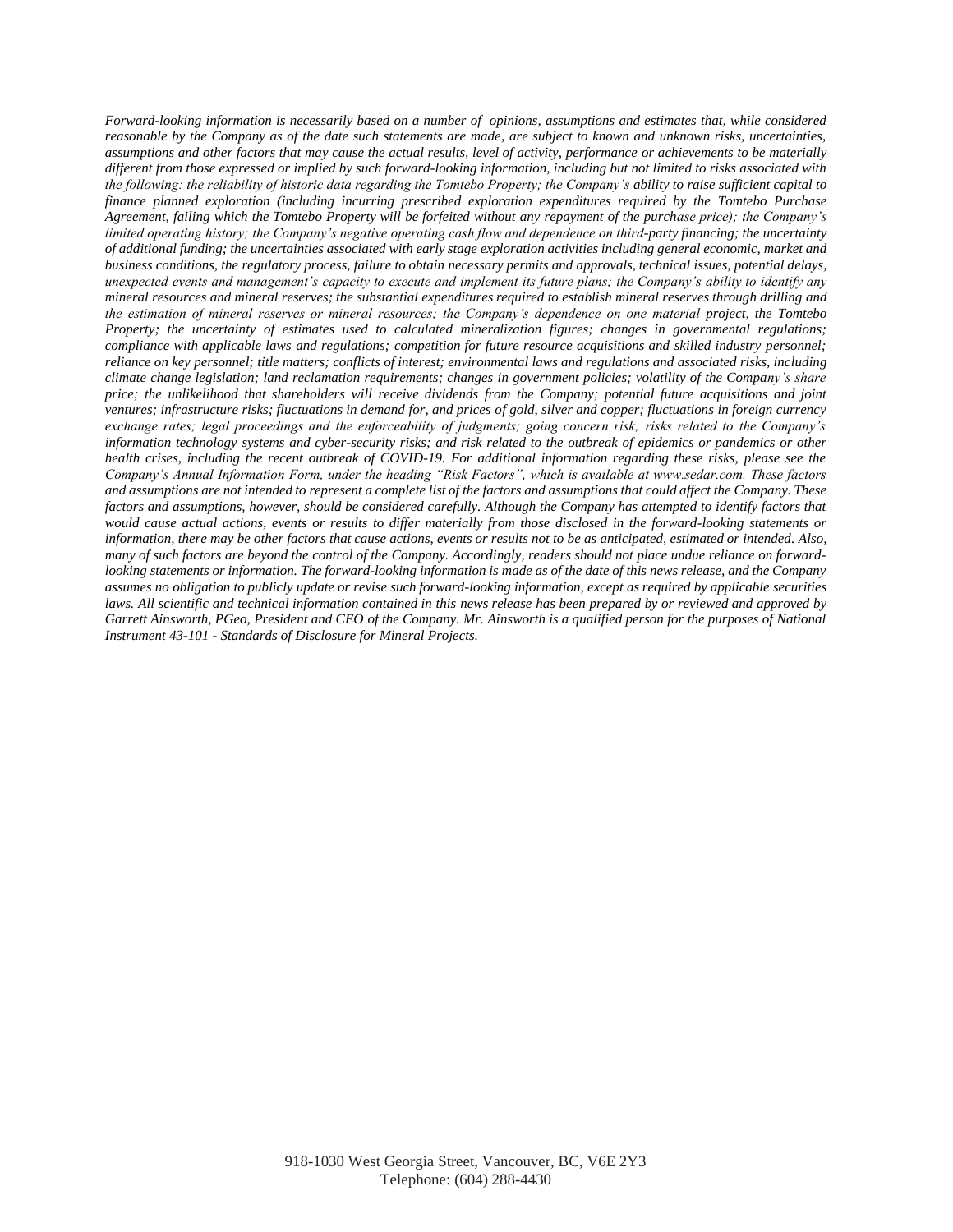*Forward-looking information is necessarily based on a number of opinions, assumptions and estimates that, while considered reasonable by the Company as of the date such statements are made, are subject to known and unknown risks, uncertainties, assumptions and other factors that may cause the actual results, level of activity, performance or achievements to be materially different from those expressed or implied by such forward-looking information, including but not limited to risks associated with the following: the reliability of historic data regarding the Tomtebo Property; the Company's ability to raise sufficient capital to finance planned exploration (including incurring prescribed exploration expenditures required by the Tomtebo Purchase Agreement, failing which the Tomtebo Property will be forfeited without any repayment of the purchase price); the Company's limited operating history; the Company's negative operating cash flow and dependence on third-party financing; the uncertainty of additional funding; the uncertainties associated with early stage exploration activities including general economic, market and business conditions, the regulatory process, failure to obtain necessary permits and approvals, technical issues, potential delays, unexpected events and management's capacity to execute and implement its future plans; the Company's ability to identify any mineral resources and mineral reserves; the substantial expenditures required to establish mineral reserves through drilling and the estimation of mineral reserves or mineral resources; the Company's dependence on one material project, the Tomtebo Property; the uncertainty of estimates used to calculated mineralization figures; changes in governmental regulations; compliance with applicable laws and regulations; competition for future resource acquisitions and skilled industry personnel; reliance on key personnel; title matters; conflicts of interest; environmental laws and regulations and associated risks, including climate change legislation; land reclamation requirements; changes in government policies; volatility of the Company's share price; the unlikelihood that shareholders will receive dividends from the Company; potential future acquisitions and joint ventures; infrastructure risks; fluctuations in demand for, and prices of gold, silver and copper; fluctuations in foreign currency exchange rates; legal proceedings and the enforceability of judgments; going concern risk; risks related to the Company's information technology systems and cyber-security risks; and risk related to the outbreak of epidemics or pandemics or other health crises, including the recent outbreak of COVID-19. For additional information regarding these risks, please see the Company's Annual Information Form, under the heading "Risk Factors", which is available at www.sedar.com. These factors and assumptions are not intended to represent a complete list of the factors and assumptions that could affect the Company. These factors and assumptions, however, should be considered carefully. Although the Company has attempted to identify factors that would cause actual actions, events or results to differ materially from those disclosed in the forward-looking statements or information, there may be other factors that cause actions, events or results not to be as anticipated, estimated or intended. Also, many of such factors are beyond the control of the Company. Accordingly, readers should not place undue reliance on forward-looking statements or information. The forward-looking information is made as of the date of this news release, and the Company assumes no obligation to publicly update or revise such forward-looking information, except as required by applicable securities laws. All scientific and technical information contained in this news release has been prepared by or reviewed and approved by Garrett Ainsworth, PGeo, President and CEO of the Company. Mr. Ainsworth is a qualified person for the purposes of National Instrument 43-101 - Standards of Disclosure for Mineral Projects.*

918-1030 West Georgia Street, Vancouver, BC, V6E 2Y3
Telephone: (604) 288-4430